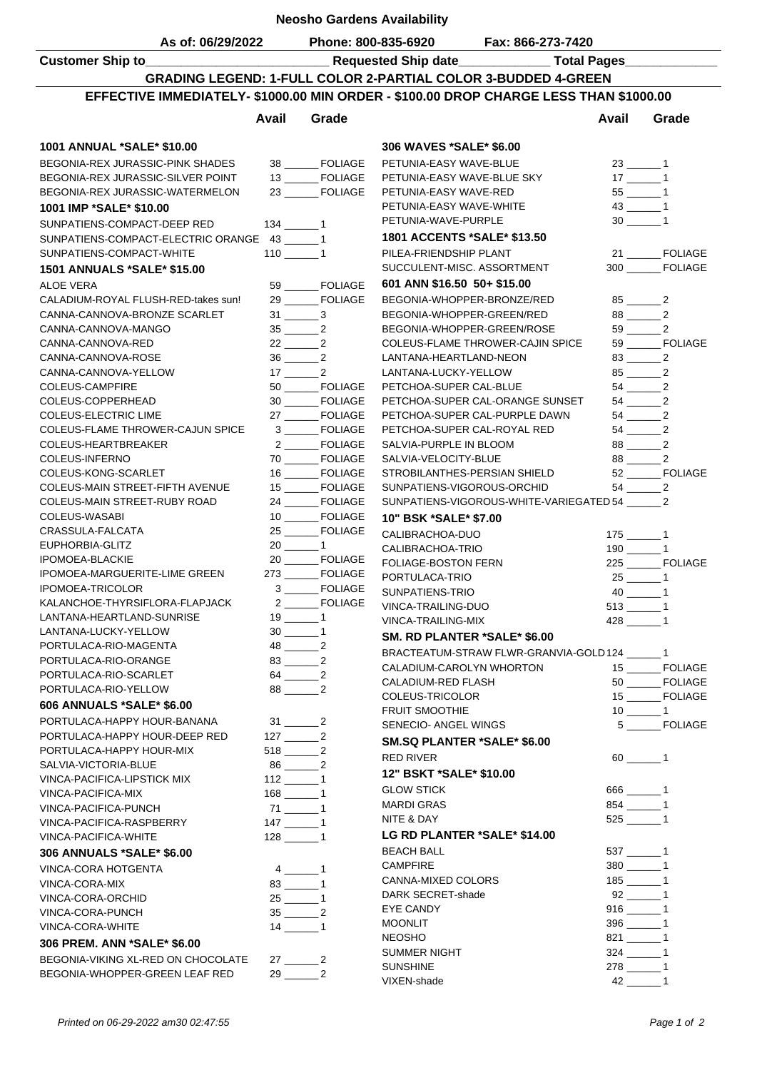# Neosho Gardens Availability

**As of: 06/29/2022** **Phone: 800-835-6920** **Fax: 866-273-7420**

**Customer Ship to__________________________ Requested Ship date_____________ Total Pages_____________**

**GRADING LEGEND: 1-FULL COLOR 2-PARTIAL COLOR 3-BUDDED 4-GREEN**

**EFFECTIVE IMMEDIATELY- $1000.00 MIN ORDER - $100.00 DROP CHARGE LESS THAN $1000.00**

| | Avail | | Grade |
|---|---|---|---|
| **1001 ANNUAL *SALE* $10.00** | | | |
| BEGONIA-REX JURASSIC-PINK SHADES | 38 | ______ | FOLIAGE |
| BEGONIA-REX JURASSIC-SILVER POINT | 13 | ______ | FOLIAGE |
| BEGONIA-REX JURASSIC-WATERMELON | 23 | ______ | FOLIAGE |
| **1001 IMP *SALE* $10.00** | | | |
| SUNPATIENS-COMPACT-DEEP RED | 134 | ______ | 1 |
| SUNPATIENS-COMPACT-ELECTRIC ORANGE | 43 | ______ | 1 |
| SUNPATIENS-COMPACT-WHITE | 110 | ______ | 1 |
| **1501 ANNUALS *SALE* $15.00** | | | |
| ALOE VERA | 59 | ______ | FOLIAGE |
| CALADIUM-ROYAL FLUSH-RED-takes sun! | 29 | ______ | FOLIAGE |
| CANNA-CANNOVA-BRONZE SCARLET | 31 | ______ | 3 |
| CANNA-CANNOVA-MANGO | 35 | ______ | 2 |
| CANNA-CANNOVA-RED | 22 | ______ | 2 |
| CANNA-CANNOVA-ROSE | 36 | ______ | 2 |
| CANNA-CANNOVA-YELLOW | 17 | ______ | 2 |
| COLEUS-CAMPFIRE | 50 | ______ | FOLIAGE |
| COLEUS-COPPERHEAD | 30 | ______ | FOLIAGE |
| COLEUS-ELECTRIC LIME | 27 | ______ | FOLIAGE |
| COLEUS-FLAME THROWER-CAJUN SPICE | 3 | ______ | FOLIAGE |
| COLEUS-HEARTBREAKER | 2 | ______ | FOLIAGE |
| COLEUS-INFERNO | 70 | ______ | FOLIAGE |
| COLEUS-KONG-SCARLET | 16 | ______ | FOLIAGE |
| COLEUS-MAIN STREET-FIFTH AVENUE | 15 | ______ | FOLIAGE |
| COLEUS-MAIN STREET-RUBY ROAD | 24 | ______ | FOLIAGE |
| COLEUS-WASABI | 10 | ______ | FOLIAGE |
| CRASSULA-FALCATA | 25 | ______ | FOLIAGE |
| EUPHORBIA-GLITZ | 20 | ______ | 1 |
| IPOMOEA-BLACKIE | 20 | ______ | FOLIAGE |
| IPOMOEA-MARGUERITE-LIME GREEN | 273 | ______ | FOLIAGE |
| IPOMOEA-TRICOLOR | 3 | ______ | FOLIAGE |
| KALANCHOE-THYRSIFLORA-FLAPJACK | 2 | ______ | FOLIAGE |
| LANTANA-HEARTLAND-SUNRISE | 19 | ______ | 1 |
| LANTANA-LUCKY-YELLOW | 30 | ______ | 1 |
| PORTULACA-RIO-MAGENTA | 48 | ______ | 2 |
| PORTULACA-RIO-ORANGE | 83 | ______ | 2 |
| PORTULACA-RIO-SCARLET | 64 | ______ | 2 |
| PORTULACA-RIO-YELLOW | 88 | ______ | 2 |
| **606 ANNUALS *SALE* $6.00** | | | |
| PORTULACA-HAPPY HOUR-BANANA | 31 | ______ | 2 |
| PORTULACA-HAPPY HOUR-DEEP RED | 127 | ______ | 2 |
| PORTULACA-HAPPY HOUR-MIX | 518 | ______ | 2 |
| SALVIA-VICTORIA-BLUE | 86 | ______ | 2 |
| VINCA-PACIFICA-LIPSTICK MIX | 112 | ______ | 1 |
| VINCA-PACIFICA-MIX | 168 | ______ | 1 |
| VINCA-PACIFICA-PUNCH | 71 | ______ | 1 |
| VINCA-PACIFICA-RASPBERRY | 147 | ______ | 1 |
| VINCA-PACIFICA-WHITE | 128 | ______ | 1 |
| **306 ANNUALS *SALE* $6.00** | | | |
| VINCA-CORA HOTGENTA | 4 | ______ | 1 |
| VINCA-CORA-MIX | 83 | ______ | 1 |
| VINCA-CORA-ORCHID | 25 | ______ | 1 |
| VINCA-CORA-PUNCH | 35 | ______ | 2 |
| VINCA-CORA-WHITE | 14 | ______ | 1 |
| **306 PREM. ANN *SALE* $6.00** | | | |
| BEGONIA-VIKING XL-RED ON CHOCOLATE | 27 | ______ | 2 |
| BEGONIA-WHOPPER-GREEN LEAF RED | 29 | ______ | 2 |
| **306 WAVES *SALE* $6.00** | | | |
| PETUNIA-EASY WAVE-BLUE | 23 | ______ | 1 |
| PETUNIA-EASY WAVE-BLUE SKY | 17 | ______ | 1 |
| PETUNIA-EASY WAVE-RED | 55 | ______ | 1 |
| PETUNIA-EASY WAVE-WHITE | 43 | ______ | 1 |
| PETUNIA-WAVE-PURPLE | 30 | ______ | 1 |
| **1801 ACCENTS *SALE* $13.50** | | | |
| PILEA-FRIENDSHIP PLANT | 21 | ______ | FOLIAGE |
| SUCCULENT-MISC. ASSORTMENT | 300 | ______ | FOLIAGE |
| **601 ANN $16.50 50+ $15.00** | | | |
| BEGONIA-WHOPPER-BRONZE/RED | 85 | ______ | 2 |
| BEGONIA-WHOPPER-GREEN/RED | 88 | ______ | 2 |
| BEGONIA-WHOPPER-GREEN/ROSE | 59 | ______ | 2 |
| COLEUS-FLAME THROWER-CAJIN SPICE | 59 | ______ | FOLIAGE |
| LANTANA-HEARTLAND-NEON | 83 | ______ | 2 |
| LANTANA-LUCKY-YELLOW | 85 | ______ | 2 |
| PETCHOA-SUPER CAL-BLUE | 54 | ______ | 2 |
| PETCHOA-SUPER CAL-ORANGE SUNSET | 54 | ______ | 2 |
| PETCHOA-SUPER CAL-PURPLE DAWN | 54 | ______ | 2 |
| PETCHOA-SUPER CAL-ROYAL RED | 54 | ______ | 2 |
| SALVIA-PURPLE IN BLOOM | 88 | ______ | 2 |
| SALVIA-VELOCITY-BLUE | 88 | ______ | 2 |
| STROBILANTHES-PERSIAN SHIELD | 52 | ______ | FOLIAGE |
| SUNPATIENS-VIGOROUS-ORCHID | 54 | ______ | 2 |
| SUNPATIENS-VIGOROUS-WHITE-VARIEGATED | 54 | ______ | 2 |
| **10" BSK *SALE* $7.00** | | | |
| CALIBRACHOA-DUO | 175 | ______ | 1 |
| CALIBRACHOA-TRIO | 190 | ______ | 1 |
| FOLIAGE-BOSTON FERN | 225 | ______ | FOLIAGE |
| PORTULACA-TRIO | 25 | ______ | 1 |
| SUNPATIENS-TRIO | 40 | ______ | 1 |
| VINCA-TRAILING-DUO | 513 | ______ | 1 |
| VINCA-TRAILING-MIX | 428 | ______ | 1 |
| **SM. RD PLANTER *SALE* $6.00** | | | |
| BRACTEATUM-STRAW FLWR-GRANVIA-GOLD | 124 | ______ | 1 |
| CALADIUM-CAROLYN WHORTON | 15 | ______ | FOLIAGE |
| CALADIUM-RED FLASH | 50 | ______ | FOLIAGE |
| COLEUS-TRICOLOR | 15 | ______ | FOLIAGE |
| FRUIT SMOOTHIE | 10 | ______ | 1 |
| SENECIO- ANGEL WINGS | 5 | ______ | FOLIAGE |
| **SM.SQ PLANTER *SALE* $6.00** | | | |
| RED RIVER | 60 | ______ | 1 |
| **12" BSKT *SALE* $10.00** | | | |
| GLOW STICK | 666 | ______ | 1 |
| MARDI GRAS | 854 | ______ | 1 |
| NITE & DAY | 525 | ______ | 1 |
| **LG RD PLANTER *SALE* $14.00** | | | |
| BEACH BALL | 537 | ______ | 1 |
| CAMPFIRE | 380 | ______ | 1 |
| CANNA-MIXED COLORS | 185 | ______ | 1 |
| DARK SECRET-shade | 92 | ______ | 1 |
| EYE CANDY | 916 | ______ | 1 |
| MOONLIT | 396 | ______ | 1 |
| NEOSHO | 821 | ______ | 1 |
| SUMMER NIGHT | 324 | ______ | 1 |
| SUNSHINE | 278 | ______ | 1 |
| VIXEN-shade | 42 | ______ | 1 |

*Printed on 06-29-2022 am30 02:47:55*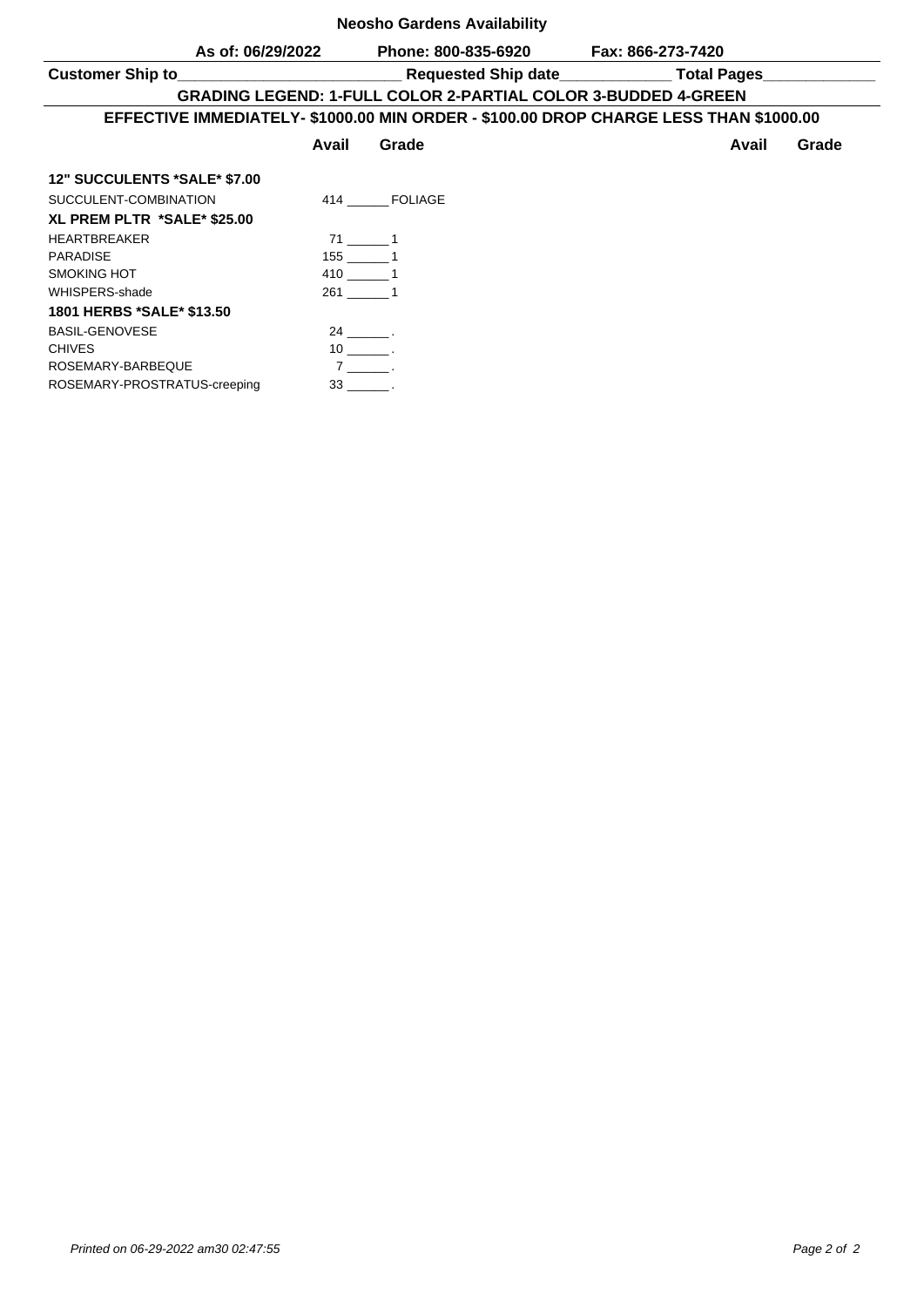**Neosho Gardens Availability**

**As of: 06/29/2022  Phone: 800-835-6920  Fax: 866-273-7420**

**Customer Ship to________________________ Requested Ship date____________ Total Pages____________**

**GRADING LEGEND: 1-FULL COLOR 2-PARTIAL COLOR 3-BUDDED 4-GREEN**

**EFFECTIVE IMMEDIATELY- $1000.00 MIN ORDER - $100.00 DROP CHARGE LESS THAN $1000.00**

| | Avail | | Grade |
|---|---|---|---|
| **12" SUCCULENTS *SALE* $7.00** | | | |
| SUCCULENT-COMBINATION | 414 | ______ | FOLIAGE |
| **XL PREM PLTR *SALE* $25.00** | | | |
| HEARTBREAKER | 71 | ______ | 1 |
| PARADISE | 155 | ______ | 1 |
| SMOKING HOT | 410 | ______ | 1 |
| WHISPERS-shade | 261 | ______ | 1 |
| **1801 HERBS *SALE* $13.50** | | | |
| BASIL-GENOVESE | 24 | ______ | . |
| CHIVES | 10 | ______ | . |
| ROSEMARY-BARBEQUE | 7 | ______ | . |
| ROSEMARY-PROSTRATUS-creeping | 33 | ______ | . |

*Printed on 06-29-2022 am30 02:47:55*